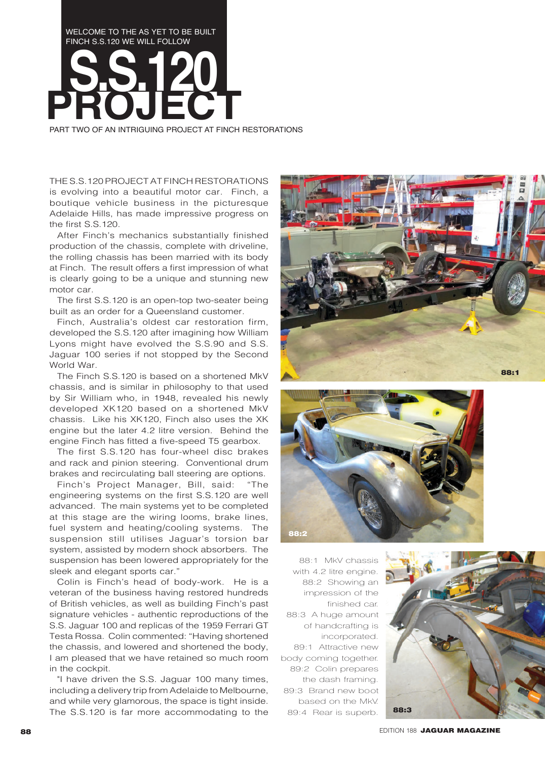WELCOME TO THE AS YET TO BE BUILT FINCH S.S.120 WE WILL FOLLOW

# S.S.120 PROJECT

PART TWO OF AN INTRIGUING PROJECT AT FINCH RESTORATIONS

THE S.S.120 PROJECT AT FINCH RESTORATIONS is evolving into a beautiful motor car. Finch, a boutique vehicle business in the picturesque Adelaide Hills, has made impressive progress on the first S.S.120.

After Finch's mechanics substantially finished production of the chassis, complete with driveline, the rolling chassis has been married with its body at Finch. The result offers a first impression of what is clearly going to be a unique and stunning new motor car.

The first S.S.120 is an open-top two-seater being built as an order for a Queensland customer.

Finch, Australia's oldest car restoration firm, developed the S.S.120 after imagining how William Lyons might have evolved the S.S.90 and S.S. Jaguar 100 series if not stopped by the Second World War.

The Finch S.S.120 is based on a shortened MkV chassis, and is similar in philosophy to that used by Sir William who, in 1948, revealed his newly developed XK120 based on a shortened MkV chassis. Like his XK120, Finch also uses the XK engine but the later 4.2 litre version. Behind the engine Finch has fitted a five-speed T5 gearbox.

The first S.S.120 has four-wheel disc brakes and rack and pinion steering. Conventional drum brakes and recirculating ball steering are options.

Finch's Project Manager, Bill, said: "The engineering systems on the first S.S.120 are well advanced. The main systems yet to be completed at this stage are the wiring looms, brake lines, fuel system and heating/cooling systems. The suspension still utilises Jaguar's torsion bar system, assisted by modern shock absorbers. The suspension has been lowered appropriately for the sleek and elegant sports car."

Colin is Finch's head of body-work. He is a veteran of the business having restored hundreds of British vehicles, as well as building Finch's past signature vehicles - authentic reproductions of the S.S. Jaguar 100 and replicas of the 1959 Ferrari GT Testa Rossa. Colin commented: "Having shortened the chassis, and lowered and shortened the body, I am pleased that we have retained so much room in the cockpit.

"I have driven the S.S. Jaguar 100 many times, including a delivery trip from Adelaide to Melbourne, and while very glamorous, the space is tight inside. The S.S.120 is far more accommodating to the

88:1 MkV chassis with 4.2 litre engine.
88:2 Showing an impression of the finished car.
88:3 A huge amount of handcrafting is incorporated.
89:1 Attractive new body coming together.
89:2 Colin prepares the dash framing.
89:3 Brand new boot based on the MkV.
89:4 Rear is superb.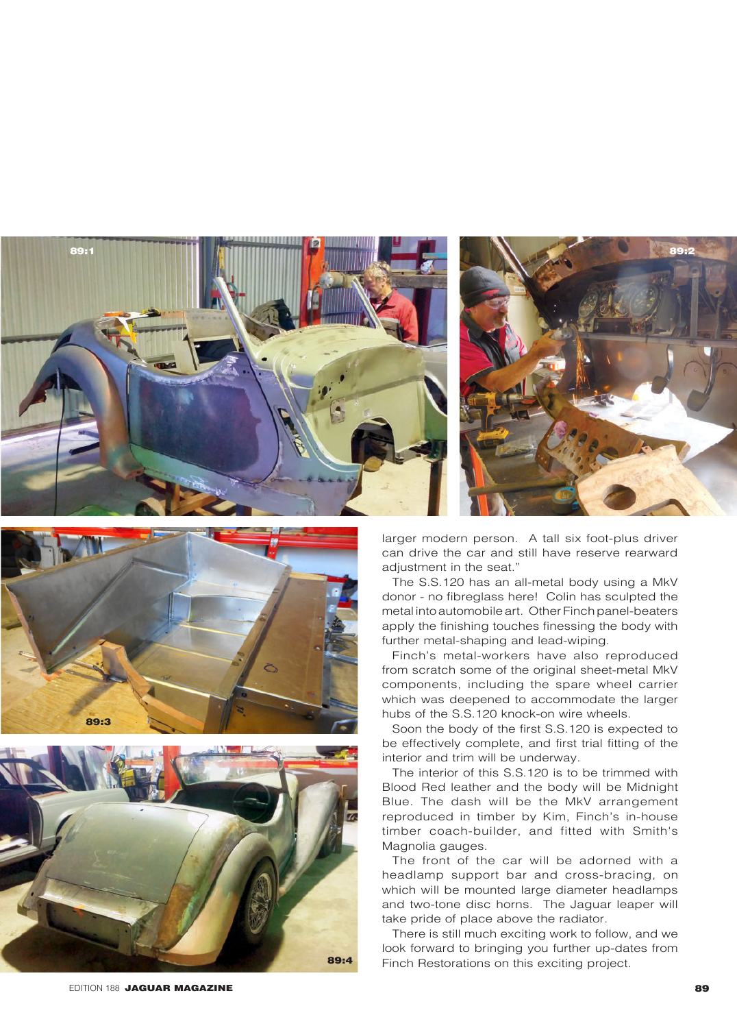larger modern person. A tall six foot-plus driver can drive the car and still have reserve rearward adjustment in the seat."

The S.S.120 has an all-metal body using a MkV donor - no fibreglass here! Colin has sculpted the metal into automobile art. Other Finch panel-beaters apply the finishing touches finessing the body with further metal-shaping and lead-wiping.

Finch's metal-workers have also reproduced from scratch some of the original sheet-metal MkV components, including the spare wheel carrier which was deepened to accommodate the larger hubs of the S.S.120 knock-on wire wheels.

Soon the body of the first S.S.120 is expected to be effectively complete, and first trial fitting of the interior and trim will be underway.

The interior of this S.S.120 is to be trimmed with Blood Red leather and the body will be Midnight Blue. The dash will be the MkV arrangement reproduced in timber by Kim, Finch's in-house timber coach-builder, and fitted with Smith's Magnolia gauges.

The front of the car will be adorned with a headlamp support bar and cross-bracing, on which will be mounted large diameter headlamps and two-tone disc horns. The Jaguar leaper will take pride of place above the radiator.

There is still much exciting work to follow, and we look forward to bringing you further up-dates from Finch Restorations on this exciting project.